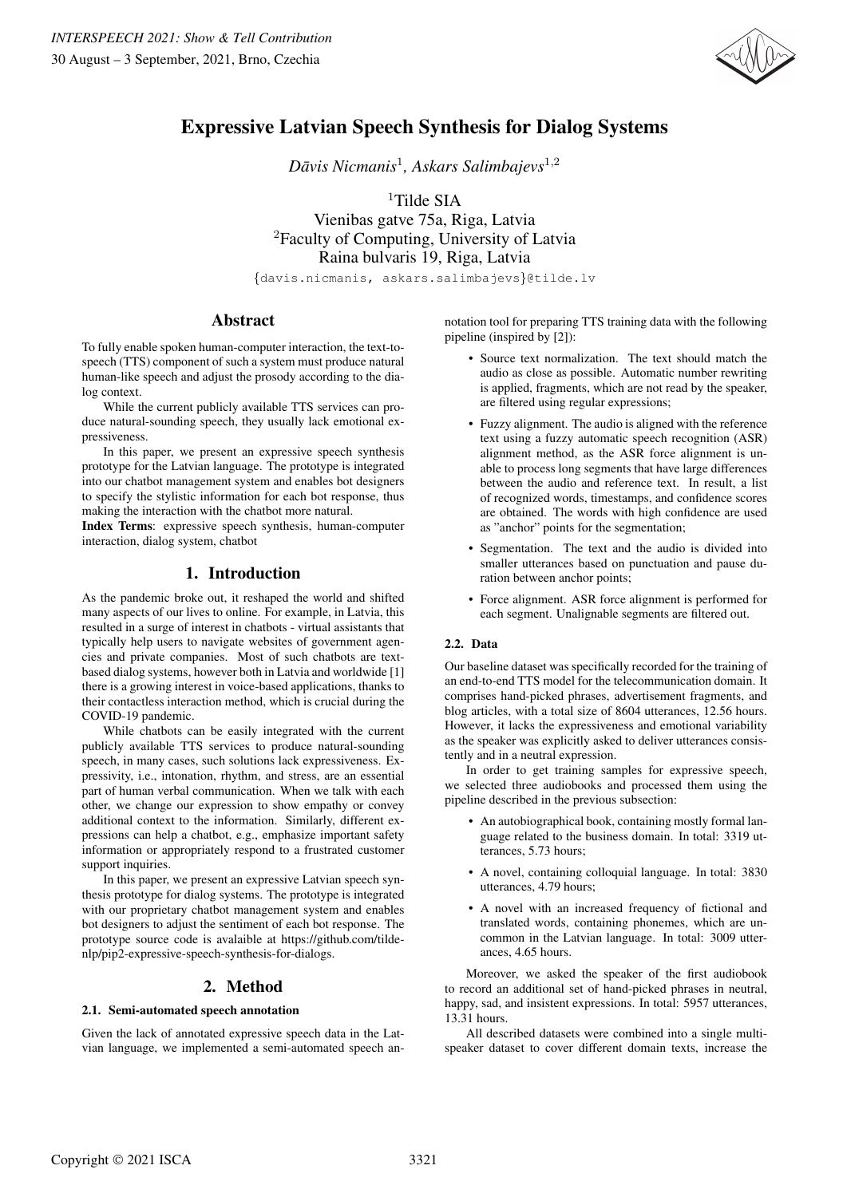# Expressive Latvian Speech Synthesis for Dialog Systems

*Dāvis Nicmanis*[1], *Askars Salimbajevs*[1,2]

[1]Tilde SIA
Vienibas gatve 75a, Riga, Latvia
[2]Faculty of Computing, University of Latvia
Raina bulvaris 19, Riga, Latvia

{davis.nicmanis, askars.salimbajevs}@tilde.lv

## Abstract

To fully enable spoken human-computer interaction, the text-to-speech (TTS) component of such a system must produce natural human-like speech and adjust the prosody according to the dialog context.

While the current publicly available TTS services can produce natural-sounding speech, they usually lack emotional expressiveness.

In this paper, we present an expressive speech synthesis prototype for the Latvian language. The prototype is integrated into our chatbot management system and enables bot designers to specify the stylistic information for each bot response, thus making the interaction with the chatbot more natural.

**Index Terms**: expressive speech synthesis, human-computer interaction, dialog system, chatbot

## 1. Introduction

As the pandemic broke out, it reshaped the world and shifted many aspects of our lives to online. For example, in Latvia, this resulted in a surge of interest in chatbots - virtual assistants that typically help users to navigate websites of government agencies and private companies. Most of such chatbots are text-based dialog systems, however both in Latvia and worldwide [1] there is a growing interest in voice-based applications, thanks to their contactless interaction method, which is crucial during the COVID-19 pandemic.

While chatbots can be easily integrated with the current publicly available TTS services to produce natural-sounding speech, in many cases, such solutions lack expressiveness. Expressivity, i.e., intonation, rhythm, and stress, are an essential part of human verbal communication. When we talk with each other, we change our expression to show empathy or convey additional context to the information. Similarly, different expressions can help a chatbot, e.g., emphasize important safety information or appropriately respond to a frustrated customer support inquiries.

In this paper, we present an expressive Latvian speech synthesis prototype for dialog systems. The prototype is integrated with our proprietary chatbot management system and enables bot designers to adjust the sentiment of each bot response. The prototype source code is avalaible at https://github.com/tilde-nlp/pip2-expressive-speech-synthesis-for-dialogs.

## 2. Method

### 2.1. Semi-automated speech annotation

Given the lack of annotated expressive speech data in the Latvian language, we implemented a semi-automated speech annotation tool for preparing TTS training data with the following pipeline (inspired by [2]):

- Source text normalization. The text should match the audio as close as possible. Automatic number rewriting is applied, fragments, which are not read by the speaker, are filtered using regular expressions;
- Fuzzy alignment. The audio is aligned with the reference text using a fuzzy automatic speech recognition (ASR) alignment method, as the ASR force alignment is unable to process long segments that have large differences between the audio and reference text. In result, a list of recognized words, timestamps, and confidence scores are obtained. The words with high confidence are used as "anchor" points for the segmentation;
- Segmentation. The text and the audio is divided into smaller utterances based on punctuation and pause duration between anchor points;
- Force alignment. ASR force alignment is performed for each segment. Unalignable segments are filtered out.

### 2.2. Data

Our baseline dataset was specifically recorded for the training of an end-to-end TTS model for the telecommunication domain. It comprises hand-picked phrases, advertisement fragments, and blog articles, with a total size of 8604 utterances, 12.56 hours. However, it lacks the expressiveness and emotional variability as the speaker was explicitly asked to deliver utterances consistently and in a neutral expression.

In order to get training samples for expressive speech, we selected three audiobooks and processed them using the pipeline described in the previous subsection:

- An autobiographical book, containing mostly formal language related to the business domain. In total: 3319 utterances, 5.73 hours;
- A novel, containing colloquial language. In total: 3830 utterances, 4.79 hours;
- A novel with an increased frequency of fictional and translated words, containing phonemes, which are uncommon in the Latvian language. In total: 3009 utterances, 4.65 hours.

Moreover, we asked the speaker of the first audiobook to record an additional set of hand-picked phrases in neutral, happy, sad, and insistent expressions. In total: 5957 utterances, 13.31 hours.

All described datasets were combined into a single multi-speaker dataset to cover different domain texts, increase the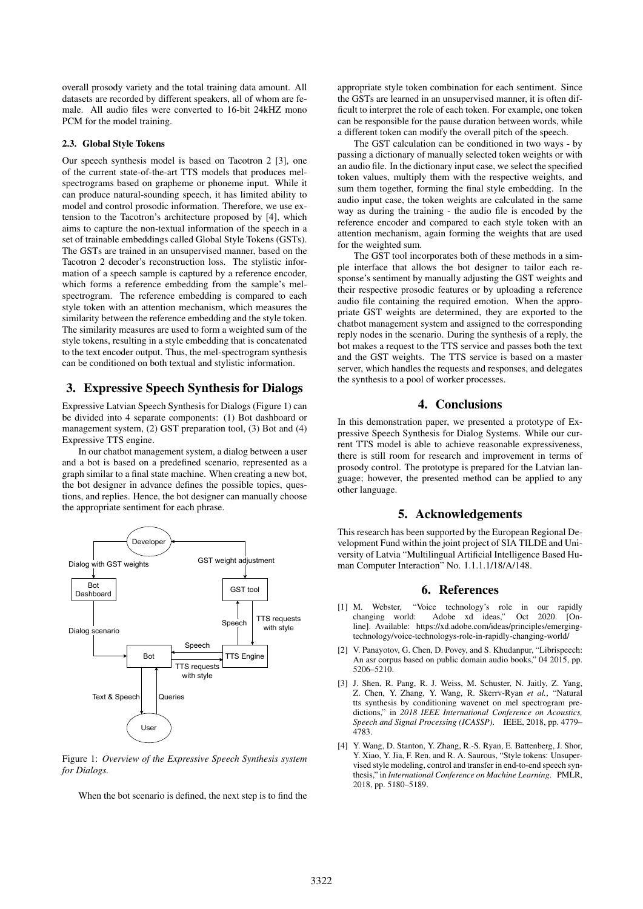overall prosody variety and the total training data amount. All datasets are recorded by different speakers, all of whom are female. All audio files were converted to 16-bit 24kHZ mono PCM for the model training.

### 2.3. Global Style Tokens

Our speech synthesis model is based on Tacotron 2 [3], one of the current state-of-the-art TTS models that produces mel-spectrograms based on grapheme or phoneme input. While it can produce natural-sounding speech, it has limited ability to model and control prosodic information. Therefore, we use extension to the Tacotron's architecture proposed by [4], which aims to capture the non-textual information of the speech in a set of trainable embeddings called Global Style Tokens (GSTs). The GSTs are trained in an unsupervised manner, based on the Tacotron 2 decoder's reconstruction loss. The stylistic information of a speech sample is captured by a reference encoder, which forms a reference embedding from the sample's mel-spectrogram. The reference embedding is compared to each style token with an attention mechanism, which measures the similarity between the reference embedding and the style token. The similarity measures are used to form a weighted sum of the style tokens, resulting in a style embedding that is concatenated to the text encoder output. Thus, the mel-spectrogram synthesis can be conditioned on both textual and stylistic information.

## 3. Expressive Speech Synthesis for Dialogs

Expressive Latvian Speech Synthesis for Dialogs (Figure 1) can be divided into 4 separate components: (1) Bot dashboard or management system, (2) GST preparation tool, (3) Bot and (4) Expressive TTS engine.

In our chatbot management system, a dialog between a user and a bot is based on a predefined scenario, represented as a graph similar to a final state machine. When creating a new bot, the bot designer in advance defines the possible topics, questions, and replies. Hence, the bot designer can manually choose the appropriate sentiment for each phrase.

Developer
Dialog with GST weights
GST weight adjustment
Bot Dashboard
GST tool
Speech
TTS requests with style
Dialog scenario
Speech
Bot
TTS Engine
TTS requests with style
Text & Speech
Queries
User

Figure 1: *Overview of the Expressive Speech Synthesis system for Dialogs.*

When the bot scenario is defined, the next step is to find the appropriate style token combination for each sentiment. Since the GSTs are learned in an unsupervised manner, it is often difficult to interpret the role of each token. For example, one token can be responsible for the pause duration between words, while a different token can modify the overall pitch of the speech.

The GST calculation can be conditioned in two ways - by passing a dictionary of manually selected token weights or with an audio file. In the dictionary input case, we select the specified token values, multiply them with the respective weights, and sum them together, forming the final style embedding. In the audio input case, the token weights are calculated in the same way as during the training - the audio file is encoded by the reference encoder and compared to each style token with an attention mechanism, again forming the weights that are used for the weighted sum.

The GST tool incorporates both of these methods in a simple interface that allows the bot designer to tailor each response's sentiment by manually adjusting the GST weights and their respective prosodic features or by uploading a reference audio file containing the required emotion. When the appropriate GST weights are determined, they are exported to the chatbot management system and assigned to the corresponding reply nodes in the scenario. During the synthesis of a reply, the bot makes a request to the TTS service and passes both the text and the GST weights. The TTS service is based on a master server, which handles the requests and responses, and delegates the synthesis to a pool of worker processes.

## 4. Conclusions

In this demonstration paper, we presented a prototype of Expressive Speech Synthesis for Dialog Systems. While our current TTS model is able to achieve reasonable expressiveness, there is still room for research and improvement in terms of prosody control. The prototype is prepared for the Latvian language; however, the presented method can be applied to any other language.

## 5. Acknowledgements

This research has been supported by the European Regional Development Fund within the joint project of SIA TILDE and University of Latvia "Multilingual Artificial Intelligence Based Human Computer Interaction" No. 1.1.1.1/18/A/148.

## 6. References

[1] M. Webster, "Voice technology's role in our rapidly changing world: Adobe xd ideas," Oct 2020. [Online]. Available: https://xd.adobe.com/ideas/principles/emerging-technology/voice-technologys-role-in-rapidly-changing-world/

[2] V. Panayotov, G. Chen, D. Povey, and S. Khudanpur, "Librispeech: An asr corpus based on public domain audio books," 04 2015, pp. 5206–5210.

[3] J. Shen, R. Pang, R. J. Weiss, M. Schuster, N. Jaitly, Z. Yang, Z. Chen, Y. Zhang, Y. Wang, R. Skerrv-Ryan *et al.*, "Natural tts synthesis by conditioning wavenet on mel spectrogram predictions," in *2018 IEEE International Conference on Acoustics, Speech and Signal Processing (ICASSP)*. IEEE, 2018, pp. 4779–4783.

[4] Y. Wang, D. Stanton, Y. Zhang, R.-S. Ryan, E. Battenberg, J. Shor, Y. Xiao, Y. Jia, F. Ren, and R. A. Saurous, "Style tokens: Unsupervised style modeling, control and transfer in end-to-end speech synthesis," in *International Conference on Machine Learning*. PMLR, 2018, pp. 5180–5189.